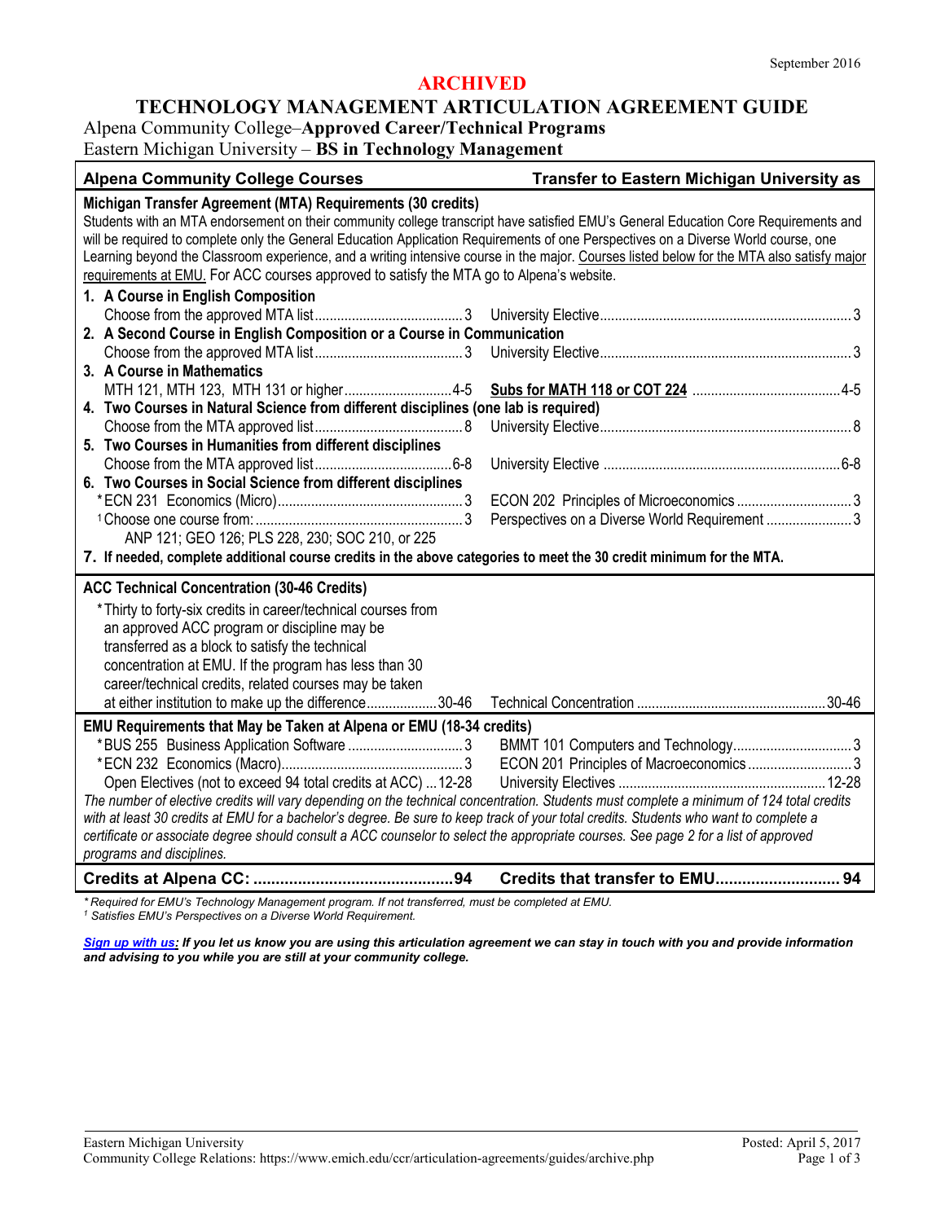September 2016

**ARCHIVED**

# TECHNOLOGY MANAGEMENT ARTICULATION AGREEMENT GUIDE

Alpena Community College–**Approved Career/Technical Programs**
Eastern Michigan University – **BS in Technology Management**

| Alpena Community College Courses | | Transfer to Eastern Michigan University as | |
|---|---|---|---|
| **Michigan Transfer Agreement (MTA) Requirements (30 credits)** | | | |
| Students with an MTA endorsement on their community college transcript have satisfied EMU's General Education Core Requirements and will be required to complete only the General Education Application Requirements of one Perspectives on a Diverse World course, one Learning beyond the Classroom experience, and a writing intensive course in the major. Courses listed below for the MTA also satisfy major requirements at EMU. For ACC courses approved to satisfy the MTA go to Alpena's website. | | | |
| **1. A Course in English Composition** | | | |
| Choose from the approved MTA list | 3 | University Elective | 3 |
| **2. A Second Course in English Composition or a Course in Communication** | | | |
| Choose from the approved MTA list | 3 | University Elective | 3 |
| **3. A Course in Mathematics** | | | |
| MTH 121, MTH 123, MTH 131 or higher | 4-5 | **Subs for MATH 118 or COT 224** | 4-5 |
| **4. Two Courses in Natural Science from different disciplines (one lab is required)** | | | |
| Choose from the MTA approved list | 8 | University Elective | 8 |
| **5. Two Courses in Humanities from different disciplines** | | | |
| Choose from the MTA approved list | 6-8 | University Elective | 6-8 |
| **6. Two Courses in Social Science from different disciplines** | | | |
| *ECN 231 Economics (Micro) | 3 | ECON 202 Principles of Microeconomics | 3 |
| [1]Choose one course from: ANP 121; GEO 126; PLS 228, 230; SOC 210, or 225 | 3 | Perspectives on a Diverse World Requirement | 3 |
| **7. If needed, complete additional course credits in the above categories to meet the 30 credit minimum for the MTA.** | | | |
| **ACC Technical Concentration (30-46 Credits)** | | | |
| *Thirty to forty-six credits in career/technical courses from an approved ACC program or discipline may be transferred as a block to satisfy the technical concentration at EMU. If the program has less than 30 career/technical credits, related courses may be taken at either institution to make up the difference | 30-46 | Technical Concentration | 30-46 |
| **EMU Requirements that May be Taken at Alpena or EMU (18-34 credits)** | | | |
| *BUS 255 Business Application Software | 3 | BMMT 101 Computers and Technology | 3 |
| *ECN 232 Economics (Macro) | 3 | ECON 201 Principles of Macroeconomics | 3 |
| Open Electives (not to exceed 94 total credits at ACC) | 12-28 | University Electives | 12-28 |
| *The number of elective credits will vary depending on the technical concentration. Students must complete a minimum of 124 total credits with at least 30 credits at EMU for a bachelor's degree. Be sure to keep track of your total credits. Students who want to complete a certificate or associate degree should consult a ACC counselor to select the appropriate courses. See page 2 for a list of approved programs and disciplines.* | | | |
| **Credits at Alpena CC:** | **94** | **Credits that transfer to EMU** | **94** |

*\* Required for EMU's Technology Management program. If not transferred, must be completed at EMU.*
*[1] Satisfies EMU's Perspectives on a Diverse World Requirement.*

***Sign up with us**: If you let us know you are using this articulation agreement we can stay in touch with you and provide information and advising to you while you are still at your community college.*

Eastern Michigan University
Community College Relations: https://www.emich.edu/ccr/articulation-agreements/guides/archive.php

Posted: April 5, 2017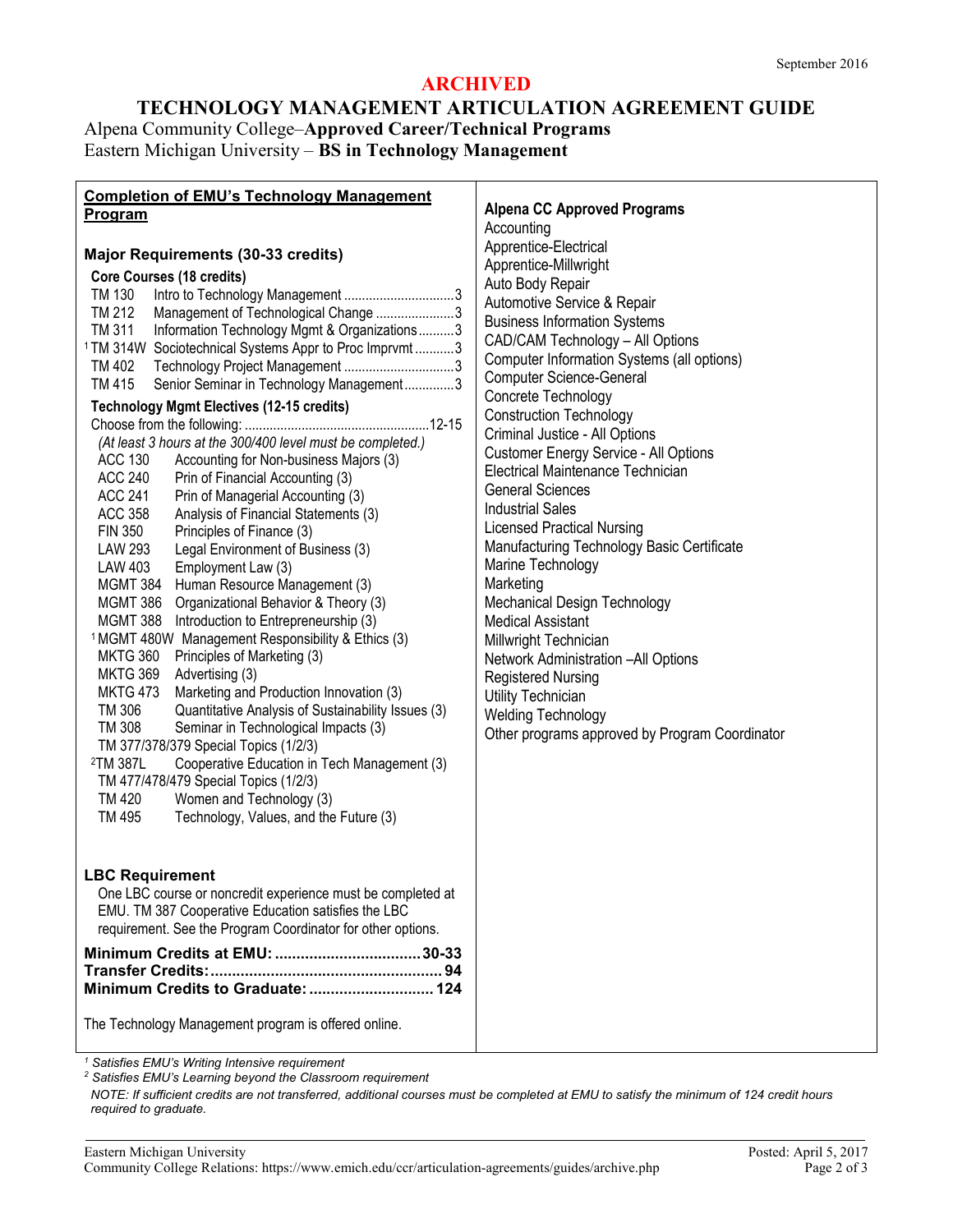September 2016

**ARCHIVED**

# TECHNOLOGY MANAGEMENT ARTICULATION AGREEMENT GUIDE

Alpena Community College–**Approved Career/Technical Programs**
Eastern Michigan University – **BS in Technology Management**

## Completion of EMU's Technology Management Program

### Major Requirements (30-33 credits)

**Core Courses (18 credits)**

| Course | Title | Credits |
|---|---|---|
| TM 130 | Intro to Technology Management | 3 |
| TM 212 | Management of Technological Change | 3 |
| TM 311 | Information Technology Mgmt & Organizations | 3 |
| [1] TM 314W | Sociotechnical Systems Appr to Proc Imprvmt | 3 |
| TM 402 | Technology Project Management | 3 |
| TM 415 | Senior Seminar in Technology Management | 3 |

**Technology Mgmt Electives (12-15 credits)**

Choose from the following: ...12-15

*(At least 3 hours at the 300/400 level must be completed.)*

- ACC 130 Accounting for Non-business Majors (3)
- ACC 240 Prin of Financial Accounting (3)
- ACC 241 Prin of Managerial Accounting (3)
- ACC 358 Analysis of Financial Statements (3)
- FIN 350 Principles of Finance (3)
- LAW 293 Legal Environment of Business (3)
- LAW 403 Employment Law (3)
- MGMT 384 Human Resource Management (3)
- MGMT 386 Organizational Behavior & Theory (3)
- MGMT 388 Introduction to Entrepreneurship (3)
- [1] MGMT 480W Management Responsibility & Ethics (3)
- MKTG 360 Principles of Marketing (3)
- MKTG 369 Advertising (3)
- MKTG 473 Marketing and Production Innovation (3)
- TM 306 Quantitative Analysis of Sustainability Issues (3)
- TM 308 Seminar in Technological Impacts (3)
- TM 377/378/379 Special Topics (1/2/3)
- [2] TM 387L Cooperative Education in Tech Management (3)
- TM 477/478/479 Special Topics (1/2/3)
- TM 420 Women and Technology (3)
- TM 495 Technology, Values, and the Future (3)

### LBC Requirement

One LBC course or noncredit experience must be completed at EMU. TM 387 Cooperative Education satisfies the LBC requirement. See the Program Coordinator for other options.

**Minimum Credits at EMU: ... 30-33**
**Transfer Credits: ... 94**
**Minimum Credits to Graduate: ... 124**

The Technology Management program is offered online.

## Alpena CC Approved Programs

- Accounting
- Apprentice-Electrical
- Apprentice-Millwright
- Auto Body Repair
- Automotive Service & Repair
- Business Information Systems
- CAD/CAM Technology – All Options
- Computer Information Systems (all options)
- Computer Science-General
- Concrete Technology
- Construction Technology
- Criminal Justice - All Options
- Customer Energy Service - All Options
- Electrical Maintenance Technician
- General Sciences
- Industrial Sales
- Licensed Practical Nursing
- Manufacturing Technology Basic Certificate
- Marine Technology
- Marketing
- Mechanical Design Technology
- Medical Assistant
- Millwright Technician
- Network Administration –All Options
- Registered Nursing
- Utility Technician
- Welding Technology
- Other programs approved by Program Coordinator

*[1] Satisfies EMU's Writing Intensive requirement*
*[2] Satisfies EMU's Learning beyond the Classroom requirement*

*NOTE: If sufficient credits are not transferred, additional courses must be completed at EMU to satisfy the minimum of 124 credit hours required to graduate.*

Eastern Michigan University
Community College Relations: https://www.emich.edu/ccr/articulation-agreements/guides/archive.php
Posted: April 5, 2017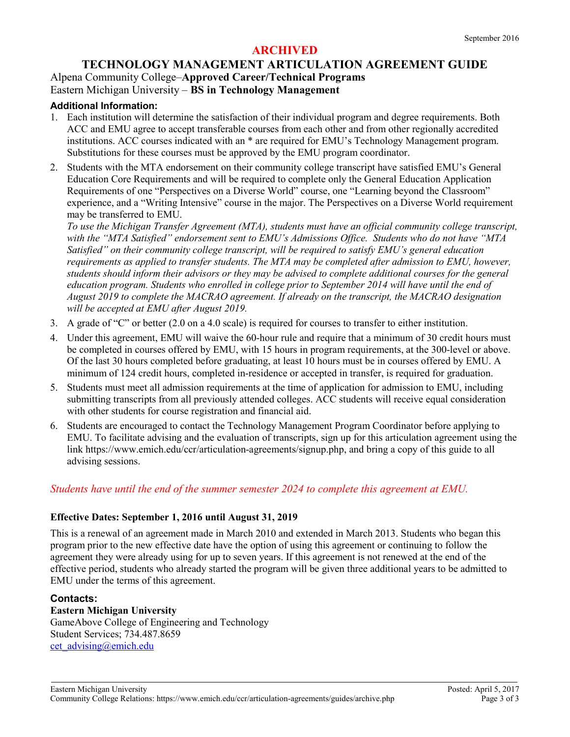ARCHIVED

# TECHNOLOGY MANAGEMENT ARTICULATION AGREEMENT GUIDE

Alpena Community College–**Approved Career/Technical Programs**
Eastern Michigan University – **BS in Technology Management**

### Additional Information:

1. Each institution will determine the satisfaction of their individual program and degree requirements. Both ACC and EMU agree to accept transferable courses from each other and from other regionally accredited institutions. ACC courses indicated with an * are required for EMU's Technology Management program. Substitutions for these courses must be approved by the EMU program coordinator.
2. Students with the MTA endorsement on their community college transcript have satisfied EMU's General Education Core Requirements and will be required to complete only the General Education Application Requirements of one "Perspectives on a Diverse World" course, one "Learning beyond the Classroom" experience, and a "Writing Intensive" course in the major. The Perspectives on a Diverse World requirement may be transferred to EMU.
   *To use the Michigan Transfer Agreement (MTA), students must have an official community college transcript, with the "MTA Satisfied" endorsement sent to EMU's Admissions Office. Students who do not have "MTA Satisfied" on their community college transcript, will be required to satisfy EMU's general education requirements as applied to transfer students. The MTA may be completed after admission to EMU, however, students should inform their advisors or they may be advised to complete additional courses for the general education program. Students who enrolled in college prior to September 2014 will have until the end of August 2019 to complete the MACRAO agreement. If already on the transcript, the MACRAO designation will be accepted at EMU after August 2019.*
3. A grade of "C" or better (2.0 on a 4.0 scale) is required for courses to transfer to either institution.
4. Under this agreement, EMU will waive the 60-hour rule and require that a minimum of 30 credit hours must be completed in courses offered by EMU, with 15 hours in program requirements, at the 300-level or above. Of the last 30 hours completed before graduating, at least 10 hours must be in courses offered by EMU. A minimum of 124 credit hours, completed in-residence or accepted in transfer, is required for graduation.
5. Students must meet all admission requirements at the time of application for admission to EMU, including submitting transcripts from all previously attended colleges. ACC students will receive equal consideration with other students for course registration and financial aid.
6. Students are encouraged to contact the Technology Management Program Coordinator before applying to EMU. To facilitate advising and the evaluation of transcripts, sign up for this articulation agreement using the link https://www.emich.edu/ccr/articulation-agreements/signup.php, and bring a copy of this guide to all advising sessions.

*Students have until the end of the summer semester 2024 to complete this agreement at EMU.*

**Effective Dates: September 1, 2016 until August 31, 2019**

This is a renewal of an agreement made in March 2010 and extended in March 2013. Students who began this program prior to the new effective date have the option of using this agreement or continuing to follow the agreement they were already using for up to seven years. If this agreement is not renewed at the end of the effective period, students who already started the program will be given three additional years to be admitted to EMU under the terms of this agreement.

### Contacts:

**Eastern Michigan University**
GameAbove College of Engineering and Technology
Student Services; 734.487.8659
cet_advising@emich.edu